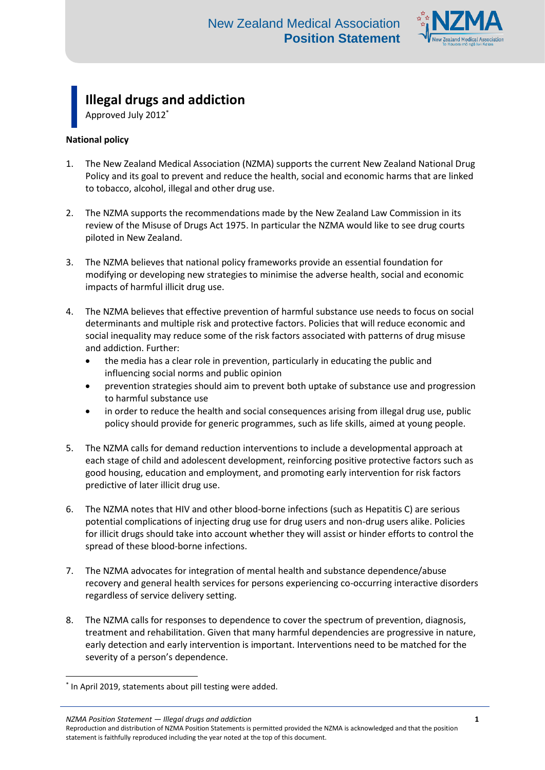# Illegal drugs and addiction

Approved July 2012[*]

**National policy**

1. The New Zealand Medical Association (NZMA) supports the current New Zealand National Drug Policy and its goal to prevent and reduce the health, social and economic harms that are linked to tobacco, alcohol, illegal and other drug use.

2. The NZMA supports the recommendations made by the New Zealand Law Commission in its review of the Misuse of Drugs Act 1975. In particular the NZMA would like to see drug courts piloted in New Zealand.

3. The NZMA believes that national policy frameworks provide an essential foundation for modifying or developing new strategies to minimise the adverse health, social and economic impacts of harmful illicit drug use.

4. The NZMA believes that effective prevention of harmful substance use needs to focus on social determinants and multiple risk and protective factors. Policies that will reduce economic and social inequality may reduce some of the risk factors associated with patterns of drug misuse and addiction. Further:
   - the media has a clear role in prevention, particularly in educating the public and influencing social norms and public opinion
   - prevention strategies should aim to prevent both uptake of substance use and progression to harmful substance use
   - in order to reduce the health and social consequences arising from illegal drug use, public policy should provide for generic programmes, such as life skills, aimed at young people.

5. The NZMA calls for demand reduction interventions to include a developmental approach at each stage of child and adolescent development, reinforcing positive protective factors such as good housing, education and employment, and promoting early intervention for risk factors predictive of later illicit drug use.

6. The NZMA notes that HIV and other blood-borne infections (such as Hepatitis C) are serious potential complications of injecting drug use for drug users and non-drug users alike. Policies for illicit drugs should take into account whether they will assist or hinder efforts to control the spread of these blood-borne infections.

7. The NZMA advocates for integration of mental health and substance dependence/abuse recovery and general health services for persons experiencing co-occurring interactive disorders regardless of service delivery setting.

8. The NZMA calls for responses to dependence to cover the spectrum of prevention, diagnosis, treatment and rehabilitation. Given that many harmful dependencies are progressive in nature, early detection and early intervention is important. Interventions need to be matched for the severity of a person's dependence.

[*] In April 2019, statements about pill testing were added.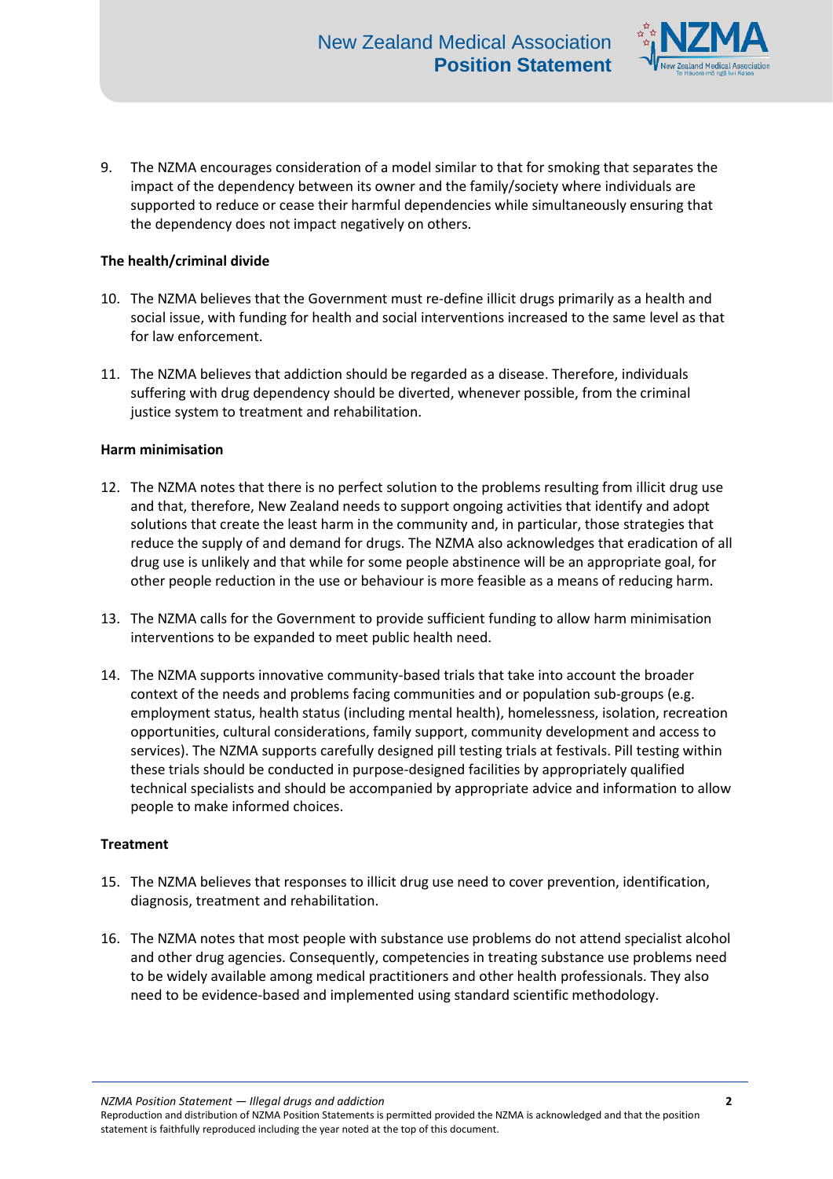9. The NZMA encourages consideration of a model similar to that for smoking that separates the impact of the dependency between its owner and the family/society where individuals are supported to reduce or cease their harmful dependencies while simultaneously ensuring that the dependency does not impact negatively on others.

**The health/criminal divide**

10. The NZMA believes that the Government must re-define illicit drugs primarily as a health and social issue, with funding for health and social interventions increased to the same level as that for law enforcement.

11. The NZMA believes that addiction should be regarded as a disease. Therefore, individuals suffering with drug dependency should be diverted, whenever possible, from the criminal justice system to treatment and rehabilitation.

**Harm minimisation**

12. The NZMA notes that there is no perfect solution to the problems resulting from illicit drug use and that, therefore, New Zealand needs to support ongoing activities that identify and adopt solutions that create the least harm in the community and, in particular, those strategies that reduce the supply of and demand for drugs. The NZMA also acknowledges that eradication of all drug use is unlikely and that while for some people abstinence will be an appropriate goal, for other people reduction in the use or behaviour is more feasible as a means of reducing harm.

13. The NZMA calls for the Government to provide sufficient funding to allow harm minimisation interventions to be expanded to meet public health need.

14. The NZMA supports innovative community-based trials that take into account the broader context of the needs and problems facing communities and or population sub-groups (e.g. employment status, health status (including mental health), homelessness, isolation, recreation opportunities, cultural considerations, family support, community development and access to services). The NZMA supports carefully designed pill testing trials at festivals. Pill testing within these trials should be conducted in purpose-designed facilities by appropriately qualified technical specialists and should be accompanied by appropriate advice and information to allow people to make informed choices.

**Treatment**

15. The NZMA believes that responses to illicit drug use need to cover prevention, identification, diagnosis, treatment and rehabilitation.

16. The NZMA notes that most people with substance use problems do not attend specialist alcohol and other drug agencies. Consequently, competencies in treating substance use problems need to be widely available among medical practitioners and other health professionals. They also need to be evidence-based and implemented using standard scientific methodology.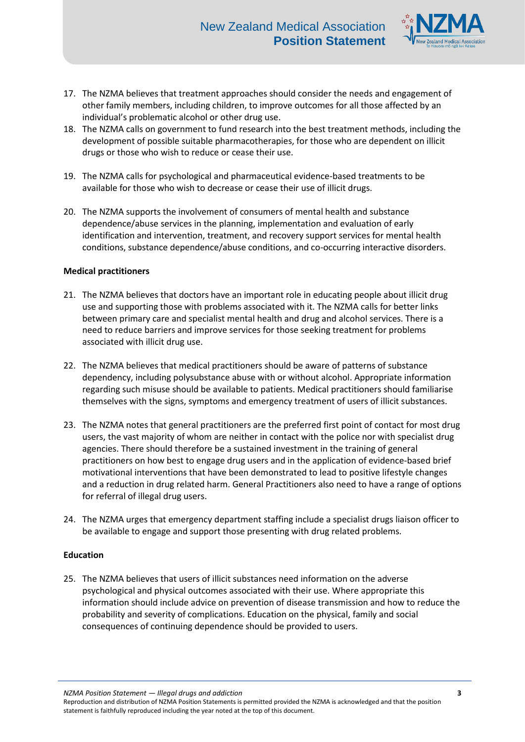17. The NZMA believes that treatment approaches should consider the needs and engagement of other family members, including children, to improve outcomes for all those affected by an individual's problematic alcohol or other drug use.
18. The NZMA calls on government to fund research into the best treatment methods, including the development of possible suitable pharmacotherapies, for those who are dependent on illicit drugs or those who wish to reduce or cease their use.
19. The NZMA calls for psychological and pharmaceutical evidence-based treatments to be available for those who wish to decrease or cease their use of illicit drugs.
20. The NZMA supports the involvement of consumers of mental health and substance dependence/abuse services in the planning, implementation and evaluation of early identification and intervention, treatment, and recovery support services for mental health conditions, substance dependence/abuse conditions, and co-occurring interactive disorders.

**Medical practitioners**

21. The NZMA believes that doctors have an important role in educating people about illicit drug use and supporting those with problems associated with it. The NZMA calls for better links between primary care and specialist mental health and drug and alcohol services. There is a need to reduce barriers and improve services for those seeking treatment for problems associated with illicit drug use.
22. The NZMA believes that medical practitioners should be aware of patterns of substance dependency, including polysubstance abuse with or without alcohol. Appropriate information regarding such misuse should be available to patients. Medical practitioners should familiarise themselves with the signs, symptoms and emergency treatment of users of illicit substances.
23. The NZMA notes that general practitioners are the preferred first point of contact for most drug users, the vast majority of whom are neither in contact with the police nor with specialist drug agencies. There should therefore be a sustained investment in the training of general practitioners on how best to engage drug users and in the application of evidence-based brief motivational interventions that have been demonstrated to lead to positive lifestyle changes and a reduction in drug related harm. General Practitioners also need to have a range of options for referral of illegal drug users.
24. The NZMA urges that emergency department staffing include a specialist drugs liaison officer to be available to engage and support those presenting with drug related problems.

**Education**

25. The NZMA believes that users of illicit substances need information on the adverse psychological and physical outcomes associated with their use. Where appropriate this information should include advice on prevention of disease transmission and how to reduce the probability and severity of complications. Education on the physical, family and social consequences of continuing dependence should be provided to users.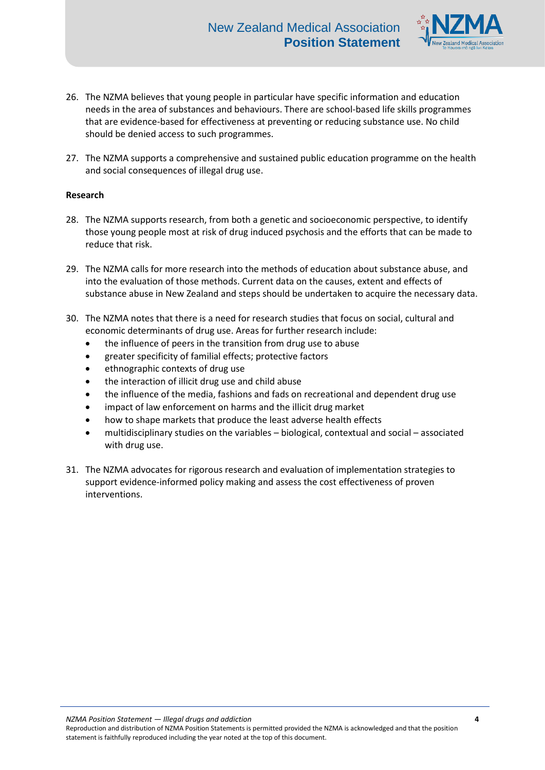26. The NZMA believes that young people in particular have specific information and education needs in the area of substances and behaviours. There are school-based life skills programmes that are evidence-based for effectiveness at preventing or reducing substance use. No child should be denied access to such programmes.

27. The NZMA supports a comprehensive and sustained public education programme on the health and social consequences of illegal drug use.

**Research**

28. The NZMA supports research, from both a genetic and socioeconomic perspective, to identify those young people most at risk of drug induced psychosis and the efforts that can be made to reduce that risk.

29. The NZMA calls for more research into the methods of education about substance abuse, and into the evaluation of those methods. Current data on the causes, extent and effects of substance abuse in New Zealand and steps should be undertaken to acquire the necessary data.

30. The NZMA notes that there is a need for research studies that focus on social, cultural and economic determinants of drug use. Areas for further research include:
    - the influence of peers in the transition from drug use to abuse
    - greater specificity of familial effects; protective factors
    - ethnographic contexts of drug use
    - the interaction of illicit drug use and child abuse
    - the influence of the media, fashions and fads on recreational and dependent drug use
    - impact of law enforcement on harms and the illicit drug market
    - how to shape markets that produce the least adverse health effects
    - multidisciplinary studies on the variables – biological, contextual and social – associated with drug use.

31. The NZMA advocates for rigorous research and evaluation of implementation strategies to support evidence-informed policy making and assess the cost effectiveness of proven interventions.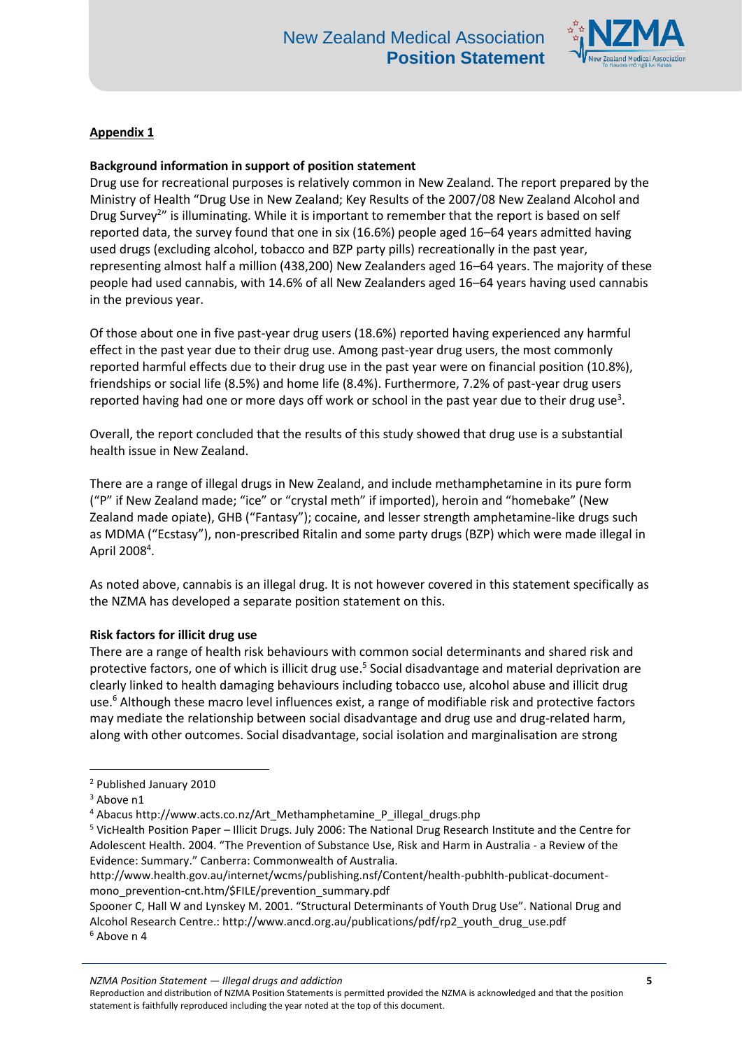## Appendix 1

**Background information in support of position statement**

Drug use for recreational purposes is relatively common in New Zealand. The report prepared by the Ministry of Health "Drug Use in New Zealand; Key Results of the 2007/08 New Zealand Alcohol and Drug Survey[2]" is illuminating. While it is important to remember that the report is based on self reported data, the survey found that one in six (16.6%) people aged 16–64 years admitted having used drugs (excluding alcohol, tobacco and BZP party pills) recreationally in the past year, representing almost half a million (438,200) New Zealanders aged 16–64 years. The majority of these people had used cannabis, with 14.6% of all New Zealanders aged 16–64 years having used cannabis in the previous year.

Of those about one in five past-year drug users (18.6%) reported having experienced any harmful effect in the past year due to their drug use. Among past-year drug users, the most commonly reported harmful effects due to their drug use in the past year were on financial position (10.8%), friendships or social life (8.5%) and home life (8.4%). Furthermore, 7.2% of past-year drug users reported having had one or more days off work or school in the past year due to their drug use[3].

Overall, the report concluded that the results of this study showed that drug use is a substantial health issue in New Zealand.

There are a range of illegal drugs in New Zealand, and include methamphetamine in its pure form ("P" if New Zealand made; "ice" or "crystal meth" if imported), heroin and "homebake" (New Zealand made opiate), GHB ("Fantasy"); cocaine, and lesser strength amphetamine-like drugs such as MDMA ("Ecstasy"), non-prescribed Ritalin and some party drugs (BZP) which were made illegal in April 2008[4].

As noted above, cannabis is an illegal drug. It is not however covered in this statement specifically as the NZMA has developed a separate position statement on this.

**Risk factors for illicit drug use**

There are a range of health risk behaviours with common social determinants and shared risk and protective factors, one of which is illicit drug use.[5] Social disadvantage and material deprivation are clearly linked to health damaging behaviours including tobacco use, alcohol abuse and illicit drug use.[6] Although these macro level influences exist, a range of modifiable risk and protective factors may mediate the relationship between social disadvantage and drug use and drug-related harm, along with other outcomes. Social disadvantage, social isolation and marginalisation are strong

---

[2] Published January 2010

[3] Above n1

[4] Abacus http://www.acts.co.nz/Art_Methamphetamine_P_illegal_drugs.php

[5] VicHealth Position Paper – Illicit Drugs. July 2006: The National Drug Research Institute and the Centre for Adolescent Health. 2004. "The Prevention of Substance Use, Risk and Harm in Australia - a Review of the Evidence: Summary." Canberra: Commonwealth of Australia.
http://www.health.gov.au/internet/wcms/publishing.nsf/Content/health-pubhlth-publicat-document-mono_prevention-cnt.htm/$FILE/prevention_summary.pdf
Spooner C, Hall W and Lynskey M. 2001. "Structural Determinants of Youth Drug Use". National Drug and Alcohol Research Centre.: http://www.ancd.org.au/publications/pdf/rp2_youth_drug_use.pdf

[6] Above n 4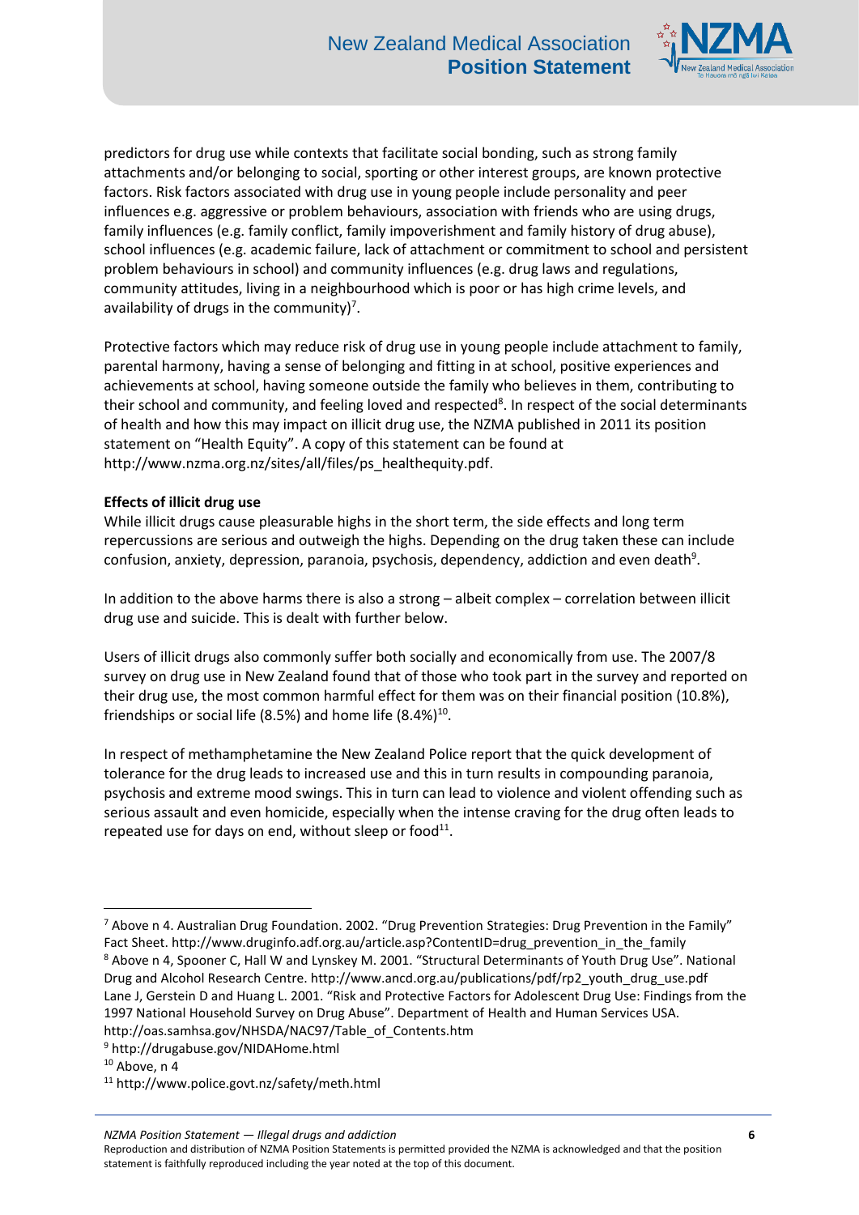predictors for drug use while contexts that facilitate social bonding, such as strong family attachments and/or belonging to social, sporting or other interest groups, are known protective factors. Risk factors associated with drug use in young people include personality and peer influences e.g. aggressive or problem behaviours, association with friends who are using drugs, family influences (e.g. family conflict, family impoverishment and family history of drug abuse), school influences (e.g. academic failure, lack of attachment or commitment to school and persistent problem behaviours in school) and community influences (e.g. drug laws and regulations, community attitudes, living in a neighbourhood which is poor or has high crime levels, and availability of drugs in the community)[7].

Protective factors which may reduce risk of drug use in young people include attachment to family, parental harmony, having a sense of belonging and fitting in at school, positive experiences and achievements at school, having someone outside the family who believes in them, contributing to their school and community, and feeling loved and respected[8]. In respect of the social determinants of health and how this may impact on illicit drug use, the NZMA published in 2011 its position statement on "Health Equity". A copy of this statement can be found at http://www.nzma.org.nz/sites/all/files/ps_healthequity.pdf.

**Effects of illicit drug use**

While illicit drugs cause pleasurable highs in the short term, the side effects and long term repercussions are serious and outweigh the highs. Depending on the drug taken these can include confusion, anxiety, depression, paranoia, psychosis, dependency, addiction and even death[9].

In addition to the above harms there is also a strong – albeit complex – correlation between illicit drug use and suicide. This is dealt with further below.

Users of illicit drugs also commonly suffer both socially and economically from use. The 2007/8 survey on drug use in New Zealand found that of those who took part in the survey and reported on their drug use, the most common harmful effect for them was on their financial position (10.8%), friendships or social life (8.5%) and home life (8.4%)[10].

In respect of methamphetamine the New Zealand Police report that the quick development of tolerance for the drug leads to increased use and this in turn results in compounding paranoia, psychosis and extreme mood swings. This in turn can lead to violence and violent offending such as serious assault and even homicide, especially when the intense craving for the drug often leads to repeated use for days on end, without sleep or food[11].

---

[7] Above n 4. Australian Drug Foundation. 2002. "Drug Prevention Strategies: Drug Prevention in the Family" Fact Sheet. http://www.druginfo.adf.org.au/article.asp?ContentID=drug_prevention_in_the_family

[8] Above n 4, Spooner C, Hall W and Lynskey M. 2001. "Structural Determinants of Youth Drug Use". National Drug and Alcohol Research Centre. http://www.ancd.org.au/publications/pdf/rp2_youth_drug_use.pdf Lane J, Gerstein D and Huang L. 2001. "Risk and Protective Factors for Adolescent Drug Use: Findings from the 1997 National Household Survey on Drug Abuse". Department of Health and Human Services USA. http://oas.samhsa.gov/NHSDA/NAC97/Table_of_Contents.htm

[9] http://drugabuse.gov/NIDAHome.html

[10] Above, n 4

[11] http://www.police.govt.nz/safety/meth.html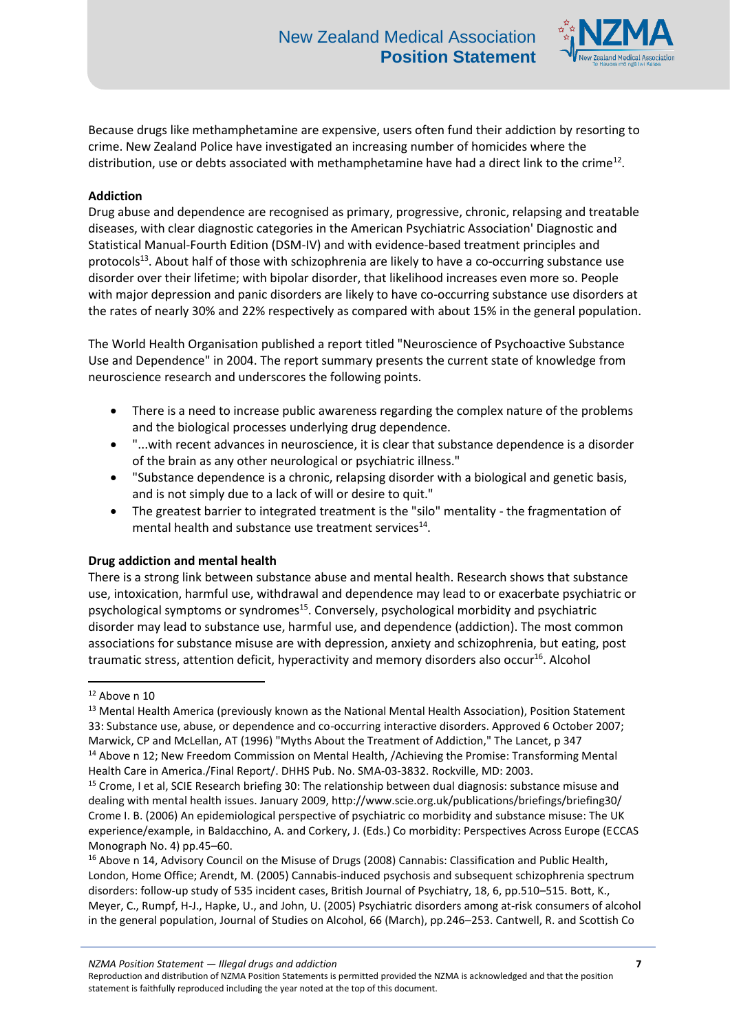Because drugs like methamphetamine are expensive, users often fund their addiction by resorting to crime. New Zealand Police have investigated an increasing number of homicides where the distribution, use or debts associated with methamphetamine have had a direct link to the crime[12].

**Addiction**

Drug abuse and dependence are recognised as primary, progressive, chronic, relapsing and treatable diseases, with clear diagnostic categories in the American Psychiatric Association' Diagnostic and Statistical Manual-Fourth Edition (DSM-IV) and with evidence-based treatment principles and protocols[13]. About half of those with schizophrenia are likely to have a co-occurring substance use disorder over their lifetime; with bipolar disorder, that likelihood increases even more so. People with major depression and panic disorders are likely to have co-occurring substance use disorders at the rates of nearly 30% and 22% respectively as compared with about 15% in the general population.

The World Health Organisation published a report titled "Neuroscience of Psychoactive Substance Use and Dependence" in 2004. The report summary presents the current state of knowledge from neuroscience research and underscores the following points.

- There is a need to increase public awareness regarding the complex nature of the problems and the biological processes underlying drug dependence.
- "...with recent advances in neuroscience, it is clear that substance dependence is a disorder of the brain as any other neurological or psychiatric illness."
- "Substance dependence is a chronic, relapsing disorder with a biological and genetic basis, and is not simply due to a lack of will or desire to quit."
- The greatest barrier to integrated treatment is the "silo" mentality - the fragmentation of mental health and substance use treatment services[14].

**Drug addiction and mental health**

There is a strong link between substance abuse and mental health. Research shows that substance use, intoxication, harmful use, withdrawal and dependence may lead to or exacerbate psychiatric or psychological symptoms or syndromes[15]. Conversely, psychological morbidity and psychiatric disorder may lead to substance use, harmful use, and dependence (addiction). The most common associations for substance misuse are with depression, anxiety and schizophrenia, but eating, post traumatic stress, attention deficit, hyperactivity and memory disorders also occur[16]. Alcohol

---

[12] Above n 10

[13] Mental Health America (previously known as the National Mental Health Association), Position Statement 33: Substance use, abuse, or dependence and co-occurring interactive disorders. Approved 6 October 2007; Marwick, CP and McLellan, AT (1996) "Myths About the Treatment of Addiction," The Lancet, p 347

[14] Above n 12; New Freedom Commission on Mental Health, /Achieving the Promise: Transforming Mental Health Care in America./Final Report/. DHHS Pub. No. SMA-03-3832. Rockville, MD: 2003.

[15] Crome, I et al, SCIE Research briefing 30: The relationship between dual diagnosis: substance misuse and dealing with mental health issues. January 2009, http://www.scie.org.uk/publications/briefings/briefing30/ Crome I. B. (2006) An epidemiological perspective of psychiatric co morbidity and substance misuse: The UK experience/example, in Baldacchino, A. and Corkery, J. (Eds.) Co morbidity: Perspectives Across Europe (ECCAS Monograph No. 4) pp.45–60.

[16] Above n 14, Advisory Council on the Misuse of Drugs (2008) Cannabis: Classification and Public Health, London, Home Office; Arendt, M. (2005) Cannabis-induced psychosis and subsequent schizophrenia spectrum disorders: follow-up study of 535 incident cases, British Journal of Psychiatry, 18, 6, pp.510–515. Bott, K., Meyer, C., Rumpf, H-J., Hapke, U., and John, U. (2005) Psychiatric disorders among at-risk consumers of alcohol in the general population, Journal of Studies on Alcohol, 66 (March), pp.246–253. Cantwell, R. and Scottish Co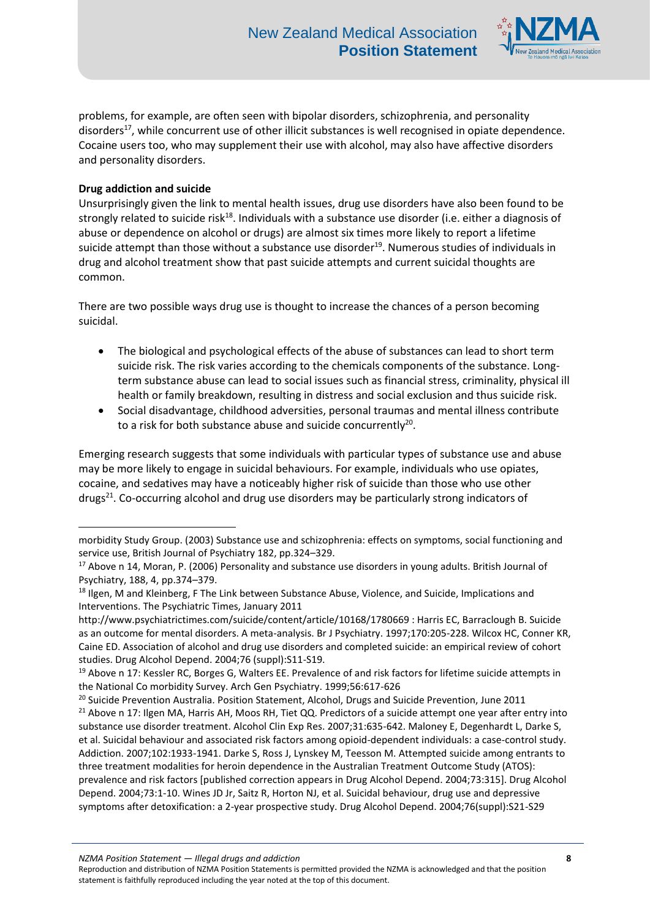problems, for example, are often seen with bipolar disorders, schizophrenia, and personality disorders[17], while concurrent use of other illicit substances is well recognised in opiate dependence. Cocaine users too, who may supplement their use with alcohol, may also have affective disorders and personality disorders.

**Drug addiction and suicide**

Unsurprisingly given the link to mental health issues, drug use disorders have also been found to be strongly related to suicide risk[18]. Individuals with a substance use disorder (i.e. either a diagnosis of abuse or dependence on alcohol or drugs) are almost six times more likely to report a lifetime suicide attempt than those without a substance use disorder[19]. Numerous studies of individuals in drug and alcohol treatment show that past suicide attempts and current suicidal thoughts are common.

There are two possible ways drug use is thought to increase the chances of a person becoming suicidal.

- The biological and psychological effects of the abuse of substances can lead to short term suicide risk. The risk varies according to the chemicals components of the substance. Long-term substance abuse can lead to social issues such as financial stress, criminality, physical ill health or family breakdown, resulting in distress and social exclusion and thus suicide risk.
- Social disadvantage, childhood adversities, personal traumas and mental illness contribute to a risk for both substance abuse and suicide concurrently[20].

Emerging research suggests that some individuals with particular types of substance use and abuse may be more likely to engage in suicidal behaviours. For example, individuals who use opiates, cocaine, and sedatives may have a noticeably higher risk of suicide than those who use other drugs[21]. Co-occurring alcohol and drug use disorders may be particularly strong indicators of

---

morbidity Study Group. (2003) Substance use and schizophrenia: effects on symptoms, social functioning and service use, British Journal of Psychiatry 182, pp.324–329.

[17] Above n 14, Moran, P. (2006) Personality and substance use disorders in young adults. British Journal of Psychiatry, 188, 4, pp.374–379.

[18] Ilgen, M and Kleinberg, F The Link between Substance Abuse, Violence, and Suicide, Implications and Interventions. The Psychiatric Times, January 2011 http://www.psychiatrictimes.com/suicide/content/article/10168/1780669 : Harris EC, Barraclough B. Suicide as an outcome for mental disorders. A meta-analysis. Br J Psychiatry. 1997;170:205-228. Wilcox HC, Conner KR, Caine ED. Association of alcohol and drug use disorders and completed suicide: an empirical review of cohort studies. Drug Alcohol Depend. 2004;76 (suppl):S11-S19.

[19] Above n 17: Kessler RC, Borges G, Walters EE. Prevalence of and risk factors for lifetime suicide attempts in the National Co morbidity Survey. Arch Gen Psychiatry. 1999;56:617-626

[20] Suicide Prevention Australia. Position Statement, Alcohol, Drugs and Suicide Prevention, June 2011

[21] Above n 17: Ilgen MA, Harris AH, Moos RH, Tiet QQ. Predictors of a suicide attempt one year after entry into substance use disorder treatment. Alcohol Clin Exp Res. 2007;31:635-642. Maloney E, Degenhardt L, Darke S, et al. Suicidal behaviour and associated risk factors among opioid-dependent individuals: a case-control study. Addiction. 2007;102:1933-1941. Darke S, Ross J, Lynskey M, Teesson M. Attempted suicide among entrants to three treatment modalities for heroin dependence in the Australian Treatment Outcome Study (ATOS): prevalence and risk factors [published correction appears in Drug Alcohol Depend. 2004;73:315]. Drug Alcohol Depend. 2004;73:1-10. Wines JD Jr, Saitz R, Horton NJ, et al. Suicidal behaviour, drug use and depressive symptoms after detoxification: a 2-year prospective study. Drug Alcohol Depend. 2004;76(suppl):S21-S29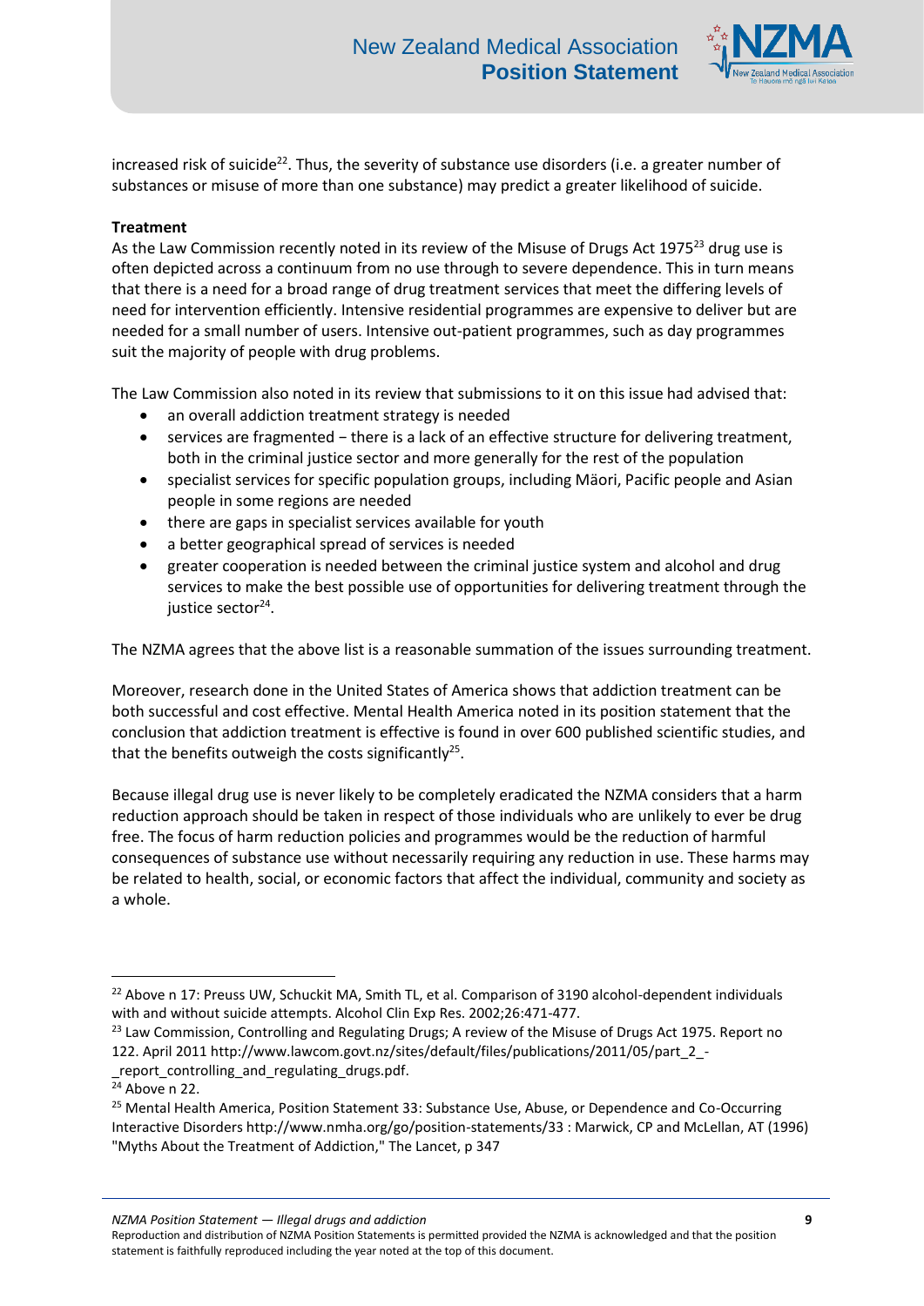increased risk of suicide[22]. Thus, the severity of substance use disorders (i.e. a greater number of substances or misuse of more than one substance) may predict a greater likelihood of suicide.

**Treatment**

As the Law Commission recently noted in its review of the Misuse of Drugs Act 1975[23] drug use is often depicted across a continuum from no use through to severe dependence. This in turn means that there is a need for a broad range of drug treatment services that meet the differing levels of need for intervention efficiently. Intensive residential programmes are expensive to deliver but are needed for a small number of users. Intensive out-patient programmes, such as day programmes suit the majority of people with drug problems.

The Law Commission also noted in its review that submissions to it on this issue had advised that:

- an overall addiction treatment strategy is needed
- services are fragmented − there is a lack of an effective structure for delivering treatment, both in the criminal justice sector and more generally for the rest of the population
- specialist services for specific population groups, including Mäori, Pacific people and Asian people in some regions are needed
- there are gaps in specialist services available for youth
- a better geographical spread of services is needed
- greater cooperation is needed between the criminal justice system and alcohol and drug services to make the best possible use of opportunities for delivering treatment through the justice sector[24].

The NZMA agrees that the above list is a reasonable summation of the issues surrounding treatment.

Moreover, research done in the United States of America shows that addiction treatment can be both successful and cost effective. Mental Health America noted in its position statement that the conclusion that addiction treatment is effective is found in over 600 published scientific studies, and that the benefits outweigh the costs significantly[25].

Because illegal drug use is never likely to be completely eradicated the NZMA considers that a harm reduction approach should be taken in respect of those individuals who are unlikely to ever be drug free. The focus of harm reduction policies and programmes would be the reduction of harmful consequences of substance use without necessarily requiring any reduction in use. These harms may be related to health, social, or economic factors that affect the individual, community and society as a whole.

---

[22] Above n 17: Preuss UW, Schuckit MA, Smith TL, et al. Comparison of 3190 alcohol-dependent individuals with and without suicide attempts. Alcohol Clin Exp Res. 2002;26:471-477.

[23] Law Commission, Controlling and Regulating Drugs; A review of the Misuse of Drugs Act 1975. Report no 122. April 2011 http://www.lawcom.govt.nz/sites/default/files/publications/2011/05/part_2_-_report_controlling_and_regulating_drugs.pdf.

[24] Above n 22.

[25] Mental Health America, Position Statement 33: Substance Use, Abuse, or Dependence and Co-Occurring Interactive Disorders http://www.nmha.org/go/position-statements/33 : Marwick, CP and McLellan, AT (1996) "Myths About the Treatment of Addiction," The Lancet, p 347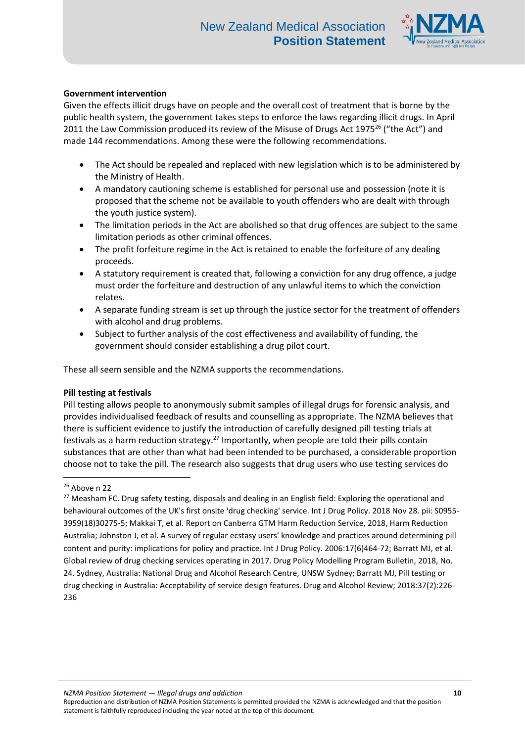**Government intervention**

Given the effects illicit drugs have on people and the overall cost of treatment that is borne by the public health system, the government takes steps to enforce the laws regarding illicit drugs. In April 2011 the Law Commission produced its review of the Misuse of Drugs Act 1975[26] ("the Act") and made 144 recommendations. Among these were the following recommendations.

- The Act should be repealed and replaced with new legislation which is to be administered by the Ministry of Health.
- A mandatory cautioning scheme is established for personal use and possession (note it is proposed that the scheme not be available to youth offenders who are dealt with through the youth justice system).
- The limitation periods in the Act are abolished so that drug offences are subject to the same limitation periods as other criminal offences.
- The profit forfeiture regime in the Act is retained to enable the forfeiture of any dealing proceeds.
- A statutory requirement is created that, following a conviction for any drug offence, a judge must order the forfeiture and destruction of any unlawful items to which the conviction relates.
- A separate funding stream is set up through the justice sector for the treatment of offenders with alcohol and drug problems.
- Subject to further analysis of the cost effectiveness and availability of funding, the government should consider establishing a drug pilot court.

These all seem sensible and the NZMA supports the recommendations.

**Pill testing at festivals**

Pill testing allows people to anonymously submit samples of illegal drugs for forensic analysis, and provides individualised feedback of results and counselling as appropriate. The NZMA believes that there is sufficient evidence to justify the introduction of carefully designed pill testing trials at festivals as a harm reduction strategy.[27] Importantly, when people are told their pills contain substances that are other than what had been intended to be purchased, a considerable proportion choose not to take the pill. The research also suggests that drug users who use testing services do

---

[26] Above n 22

[27] Measham FC. Drug safety testing, disposals and dealing in an English field: Exploring the operational and behavioural outcomes of the UK's first onsite 'drug checking' service. Int J Drug Policy. 2018 Nov 28. pii: S0955-3959(18)30275-5; Makkai T, et al. Report on Canberra GTM Harm Reduction Service, 2018, Harm Reduction Australia; Johnston J, et al. A survey of regular ecstasy users' knowledge and practices around determining pill content and purity: implications for policy and practice. Int J Drug Policy. 2006:17(6)464-72; Barratt MJ, et al. Global review of drug checking services operating in 2017. Drug Policy Modelling Program Bulletin, 2018, No. 24. Sydney, Australia: National Drug and Alcohol Research Centre, UNSW Sydney; Barratt MJ, Pill testing or drug checking in Australia: Acceptability of service design features. Drug and Alcohol Review; 2018:37(2):226-236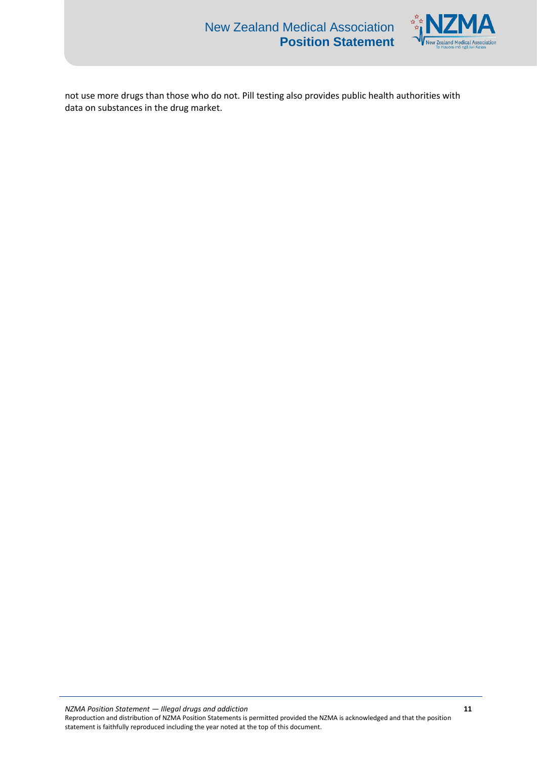not use more drugs than those who do not. Pill testing also provides public health authorities with data on substances in the drug market.